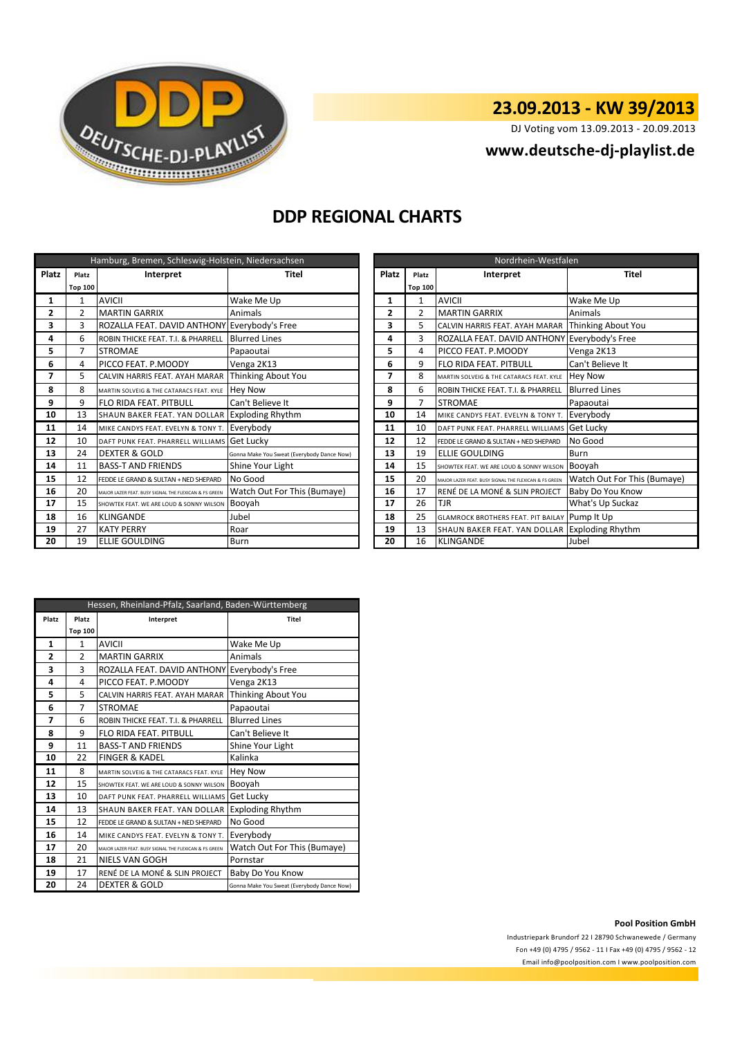# 23.09.2013 - KW 39/2013

DJ Voting vom 13.09.2013 - 20.09.2013

**www.deutsche-dj-playlist.de**

## DDP REGIONAL CHARTS

| Hamburg, Bremen, Schleswig-Holstein, Niedersachsen | | | |
|---|---|---|---|
| Platz | Platz Top 100 | Interpret | Titel |
| 1 | 1 | AVICII | Wake Me Up |
| 2 | 2 | MARTIN GARRIX | Animals |
| 3 | 3 | ROZALLA FEAT. DAVID ANTHONY | Everybody's Free |
| 4 | 6 | ROBIN THICKE FEAT. T.I. & PHARRELL | Blurred Lines |
| 5 | 7 | STROMAE | Papaoutai |
| 6 | 4 | PICCO FEAT. P.MOODY | Venga 2K13 |
| 7 | 5 | CALVIN HARRIS FEAT. AYAH MARAR | Thinking About You |
| 8 | 8 | MARTIN SOLVEIG & THE CATARACS FEAT. KYLE | Hey Now |
| 9 | 9 | FLO RIDA FEAT. PITBULL | Can't Believe It |
| 10 | 13 | SHAUN BAKER FEAT. YAN DOLLAR | Exploding Rhythm |
| 11 | 14 | MIKE CANDYS FEAT. EVELYN & TONY T. | Everybody |
| 12 | 10 | DAFT PUNK FEAT. PHARRELL WILLIAMS | Get Lucky |
| 13 | 24 | DEXTER & GOLD | Gonna Make You Sweat (Everybody Dance Now) |
| 14 | 11 | BASS-T AND FRIENDS | Shine Your Light |
| 15 | 12 | FEDDE LE GRAND & SULTAN + NED SHEPARD | No Good |
| 16 | 20 | MAJOR LAZER FEAT. BUSY SIGNAL THE FLEXICAN & FS GREEN | Watch Out For This (Bumaye) |
| 17 | 15 | SHOWTEK FEAT. WE ARE LOUD & SONNY WILSON | Booyah |
| 18 | 16 | KLINGANDE | Jubel |
| 19 | 27 | KATY PERRY | Roar |
| 20 | 19 | ELLIE GOULDING | Burn |

| Nordrhein-Westfalen | | | |
|---|---|---|---|
| Platz | Platz Top 100 | Interpret | Titel |
| 1 | 1 | AVICII | Wake Me Up |
| 2 | 2 | MARTIN GARRIX | Animals |
| 3 | 5 | CALVIN HARRIS FEAT. AYAH MARAR | Thinking About You |
| 4 | 3 | ROZALLA FEAT. DAVID ANTHONY | Everybody's Free |
| 5 | 4 | PICCO FEAT. P.MOODY | Venga 2K13 |
| 6 | 9 | FLO RIDA FEAT. PITBULL | Can't Believe It |
| 7 | 8 | MARTIN SOLVEIG & THE CATARACS FEAT. KYLE | Hey Now |
| 8 | 6 | ROBIN THICKE FEAT. T.I. & PHARRELL | Blurred Lines |
| 9 | 7 | STROMAE | Papaoutai |
| 10 | 14 | MIKE CANDYS FEAT. EVELYN & TONY T. | Everybody |
| 11 | 10 | DAFT PUNK FEAT. PHARRELL WILLIAMS | Get Lucky |
| 12 | 12 | FEDDE LE GRAND & SULTAN + NED SHEPARD | No Good |
| 13 | 19 | ELLIE GOULDING | Burn |
| 14 | 15 | SHOWTEK FEAT. WE ARE LOUD & SONNY WILSON | Booyah |
| 15 | 20 | MAJOR LAZER FEAT. BUSY SIGNAL THE FLEXICAN & FS GREEN | Watch Out For This (Bumaye) |
| 16 | 17 | RENÉ DE LA MONÉ & SLIN PROJECT | Baby Do You Know |
| 17 | 26 | TJR | What's Up Suckaz |
| 18 | 25 | GLAMROCK BROTHERS FEAT. PIT BAILAY | Pump It Up |
| 19 | 13 | SHAUN BAKER FEAT. YAN DOLLAR | Exploding Rhythm |
| 20 | 16 | KLINGANDE | Jubel |

| Hessen, Rheinland-Pfalz, Saarland, Baden-Württemberg | | | |
|---|---|---|---|
| Platz | Platz Top 100 | Interpret | Titel |
| 1 | 1 | AVICII | Wake Me Up |
| 2 | 2 | MARTIN GARRIX | Animals |
| 3 | 3 | ROZALLA FEAT. DAVID ANTHONY | Everybody's Free |
| 4 | 4 | PICCO FEAT. P.MOODY | Venga 2K13 |
| 5 | 5 | CALVIN HARRIS FEAT. AYAH MARAR | Thinking About You |
| 6 | 7 | STROMAE | Papaoutai |
| 7 | 6 | ROBIN THICKE FEAT. T.I. & PHARRELL | Blurred Lines |
| 8 | 9 | FLO RIDA FEAT. PITBULL | Can't Believe It |
| 9 | 11 | BASS-T AND FRIENDS | Shine Your Light |
| 10 | 22 | FINGER & KADEL | Kalinka |
| 11 | 8 | MARTIN SOLVEIG & THE CATARACS FEAT. KYLE | Hey Now |
| 12 | 15 | SHOWTEK FEAT. WE ARE LOUD & SONNY WILSON | Booyah |
| 13 | 10 | DAFT PUNK FEAT. PHARRELL WILLIAMS | Get Lucky |
| 14 | 13 | SHAUN BAKER FEAT. YAN DOLLAR | Exploding Rhythm |
| 15 | 12 | FEDDE LE GRAND & SULTAN + NED SHEPARD | No Good |
| 16 | 14 | MIKE CANDYS FEAT. EVELYN & TONY T. | Everybody |
| 17 | 20 | MAJOR LAZER FEAT. BUSY SIGNAL THE FLEXICAN & FS GREEN | Watch Out For This (Bumaye) |
| 18 | 21 | NIELS VAN GOGH | Pornstar |
| 19 | 17 | RENÉ DE LA MONÉ & SLIN PROJECT | Baby Do You Know |
| 20 | 24 | DEXTER & GOLD | Gonna Make You Sweat (Everybody Dance Now) |

**Pool Position GmbH**

Industriepark Brundorf 22 I 28790 Schwanewede / Germany

Fon +49 (0) 4795 / 9562 - 11 I Fax +49 (0) 4795 / 9562 - 12

Email info@poolposition.com I www.poolposition.com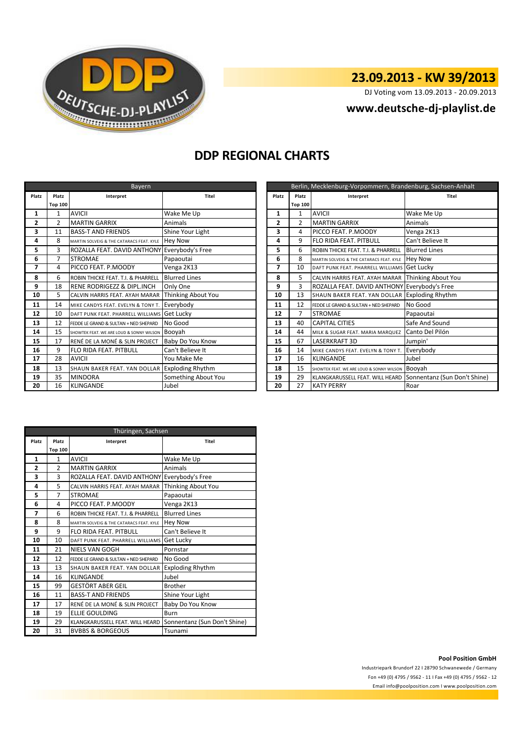DEUTSCHE-DJ-PLAYLIST

## 23.09.2013 - KW 39/2013

DJ Voting vom 13.09.2013 - 20.09.2013

**www.deutsche-dj-playlist.de**

# DDP REGIONAL CHARTS

| Bayern | | | |
|---|---|---|---|
| Platz | Platz Top 100 | Interpret | Titel |
| 1 | 1 | AVICII | Wake Me Up |
| 2 | 2 | MARTIN GARRIX | Animals |
| 3 | 11 | BASS-T AND FRIENDS | Shine Your Light |
| 4 | 8 | MARTIN SOLVEIG & THE CATARACS FEAT. KYLE | Hey Now |
| 5 | 3 | ROZALLA FEAT. DAVID ANTHONY | Everybody's Free |
| 6 | 7 | STROMAE | Papaoutai |
| 7 | 4 | PICCO FEAT. P.MOODY | Venga 2K13 |
| 8 | 6 | ROBIN THICKE FEAT. T.I. & PHARRELL | Blurred Lines |
| 9 | 18 | RENE RODRIGEZZ & DIPL.INCH | Only One |
| 10 | 5 | CALVIN HARRIS FEAT. AYAH MARAR | Thinking About You |
| 11 | 14 | MIKE CANDYS FEAT. EVELYN & TONY T. | Everybody |
| 12 | 10 | DAFT PUNK FEAT. PHARRELL WILLIAMS | Get Lucky |
| 13 | 12 | FEDDE LE GRAND & SULTAN + NED SHEPARD | No Good |
| 14 | 15 | SHOWTEK FEAT. WE ARE LOUD & SONNY WILSON | Booyah |
| 15 | 17 | RENÉ DE LA MONÉ & SLIN PROJECT | Baby Do You Know |
| 16 | 9 | FLO RIDA FEAT. PITBULL | Can't Believe It |
| 17 | 28 | AVICII | You Make Me |
| 18 | 13 | SHAUN BAKER FEAT. YAN DOLLAR | Exploding Rhythm |
| 19 | 35 | MINDORA | Something About You |
| 20 | 16 | KLINGANDE | Jubel |

| Berlin, Mecklenburg-Vorpommern, Brandenburg, Sachsen-Anhalt | | | |
|---|---|---|---|
| Platz | Platz Top 100 | Interpret | Titel |
| 1 | 1 | AVICII | Wake Me Up |
| 2 | 2 | MARTIN GARRIX | Animals |
| 3 | 4 | PICCO FEAT. P.MOODY | Venga 2K13 |
| 4 | 9 | FLO RIDA FEAT. PITBULL | Can't Believe It |
| 5 | 6 | ROBIN THICKE FEAT. T.I. & PHARRELL | Blurred Lines |
| 6 | 8 | MARTIN SOLVEIG & THE CATARACS FEAT. KYLE | Hey Now |
| 7 | 10 | DAFT PUNK FEAT. PHARRELL WILLIAMS | Get Lucky |
| 8 | 5 | CALVIN HARRIS FEAT. AYAH MARAR | Thinking About You |
| 9 | 3 | ROZALLA FEAT. DAVID ANTHONY | Everybody's Free |
| 10 | 13 | SHAUN BAKER FEAT. YAN DOLLAR | Exploding Rhythm |
| 11 | 12 | FEDDE LE GRAND & SULTAN + NED SHEPARD | No Good |
| 12 | 7 | STROMAE | Papaoutai |
| 13 | 40 | CAPITAL CITIES | Safe And Sound |
| 14 | 44 | MILK & SUGAR FEAT. MARIA MARQUEZ | Canto Del Pilón |
| 15 | 67 | LASERKRAFT 3D | Jumpin' |
| 16 | 14 | MIKE CANDYS FEAT. EVELYN & TONY T. | Everybody |
| 17 | 16 | KLINGANDE | Jubel |
| 18 | 15 | SHOWTEK FEAT. WE ARE LOUD & SONNY WILSON | Booyah |
| 19 | 29 | KLANGKARUSSELL FEAT. WILL HEARD | Sonnentanz (Sun Don't Shine) |
| 20 | 27 | KATY PERRY | Roar |

| Thüringen, Sachsen | | | |
|---|---|---|---|
| Platz | Platz Top 100 | Interpret | Titel |
| 1 | 1 | AVICII | Wake Me Up |
| 2 | 2 | MARTIN GARRIX | Animals |
| 3 | 3 | ROZALLA FEAT. DAVID ANTHONY | Everybody's Free |
| 4 | 5 | CALVIN HARRIS FEAT. AYAH MARAR | Thinking About You |
| 5 | 7 | STROMAE | Papaoutai |
| 6 | 4 | PICCO FEAT. P.MOODY | Venga 2K13 |
| 7 | 6 | ROBIN THICKE FEAT. T.I. & PHARRELL | Blurred Lines |
| 8 | 8 | MARTIN SOLVEIG & THE CATARACS FEAT. KYLE | Hey Now |
| 9 | 9 | FLO RIDA FEAT. PITBULL | Can't Believe It |
| 10 | 10 | DAFT PUNK FEAT. PHARRELL WILLIAMS | Get Lucky |
| 11 | 21 | NIELS VAN GOGH | Pornstar |
| 12 | 12 | FEDDE LE GRAND & SULTAN + NED SHEPARD | No Good |
| 13 | 13 | SHAUN BAKER FEAT. YAN DOLLAR | Exploding Rhythm |
| 14 | 16 | KLINGANDE | Jubel |
| 15 | 99 | GESTÖRT ABER GEIL | Brother |
| 16 | 11 | BASS-T AND FRIENDS | Shine Your Light |
| 17 | 17 | RENÉ DE LA MONÉ & SLIN PROJECT | Baby Do You Know |
| 18 | 19 | ELLIE GOULDING | Burn |
| 19 | 29 | KLANGKARUSSELL FEAT. WILL HEARD | Sonnentanz (Sun Don't Shine) |
| 20 | 31 | BVBBS & BORGEOUS | Tsunami |

**Pool Position GmbH**

Industriepark Brundorf 22 I 28790 Schwanewede / Germany

Fon +49 (0) 4795 / 9562 - 11 I Fax +49 (0) 4795 / 9562 - 12

Email info@poolposition.com I www.poolposition.com